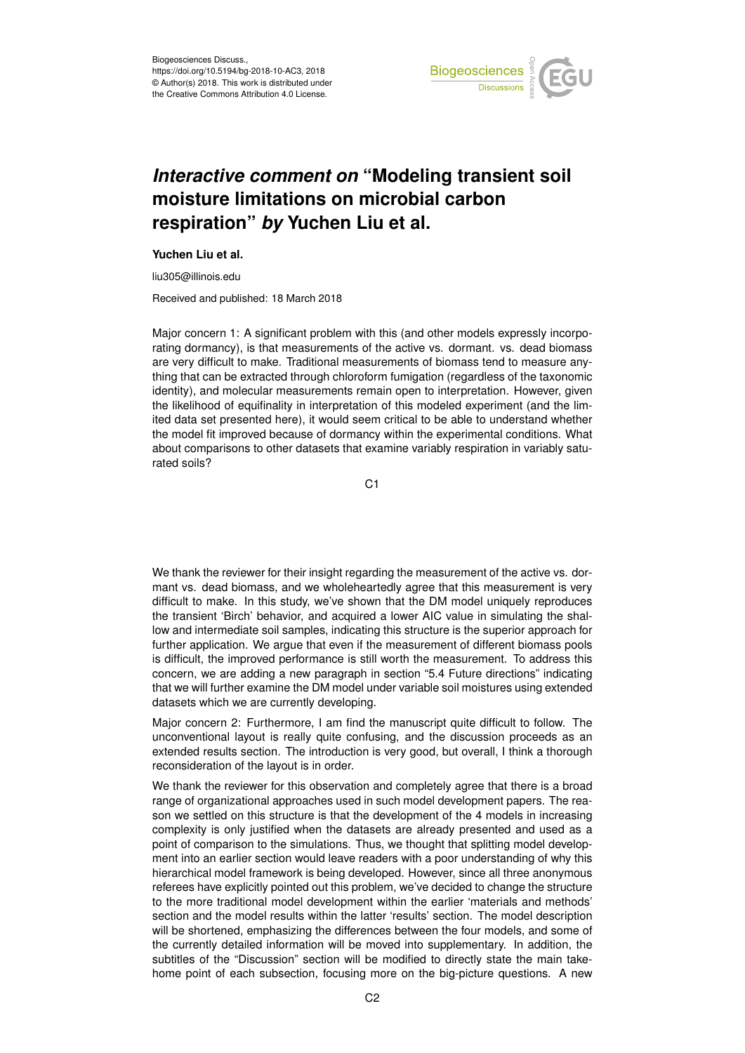Biogeosciences Discuss.,
https://doi.org/10.5194/bg-2018-10-AC3, 2018
© Author(s) 2018. This work is distributed under
the Creative Commons Attribution 4.0 License.

# *Interactive comment on* "Modeling transient soil moisture limitations on microbial carbon respiration" *by* Yuchen Liu et al.

**Yuchen Liu et al.**

liu305@illinois.edu

Received and published: 18 March 2018

Major concern 1: A significant problem with this (and other models expressly incorporating dormancy), is that measurements of the active vs. dormant. vs. dead biomass are very difficult to make. Traditional measurements of biomass tend to measure anything that can be extracted through chloroform fumigation (regardless of the taxonomic identity), and molecular measurements remain open to interpretation. However, given the likelihood of equifinality in interpretation of this modeled experiment (and the limited data set presented here), it would seem critical to be able to understand whether the model fit improved because of dormancy within the experimental conditions. What about comparisons to other datasets that examine variably respiration in variably saturated soils?

We thank the reviewer for their insight regarding the measurement of the active vs. dormant vs. dead biomass, and we wholeheartedly agree that this measurement is very difficult to make. In this study, we've shown that the DM model uniquely reproduces the transient 'Birch' behavior, and acquired a lower AIC value in simulating the shallow and intermediate soil samples, indicating this structure is the superior approach for further application. We argue that even if the measurement of different biomass pools is difficult, the improved performance is still worth the measurement. To address this concern, we are adding a new paragraph in section "5.4 Future directions" indicating that we will further examine the DM model under variable soil moistures using extended datasets which we are currently developing.

Major concern 2: Furthermore, I am find the manuscript quite difficult to follow. The unconventional layout is really quite confusing, and the discussion proceeds as an extended results section. The introduction is very good, but overall, I think a thorough reconsideration of the layout is in order.

We thank the reviewer for this observation and completely agree that there is a broad range of organizational approaches used in such model development papers. The reason we settled on this structure is that the development of the 4 models in increasing complexity is only justified when the datasets are already presented and used as a point of comparison to the simulations. Thus, we thought that splitting model development into an earlier section would leave readers with a poor understanding of why this hierarchical model framework is being developed. However, since all three anonymous referees have explicitly pointed out this problem, we've decided to change the structure to the more traditional model development within the earlier 'materials and methods' section and the model results within the latter 'results' section. The model description will be shortened, emphasizing the differences between the four models, and some of the currently detailed information will be moved into supplementary. In addition, the subtitles of the "Discussion" section will be modified to directly state the main take-home point of each subsection, focusing more on the big-picture questions. A new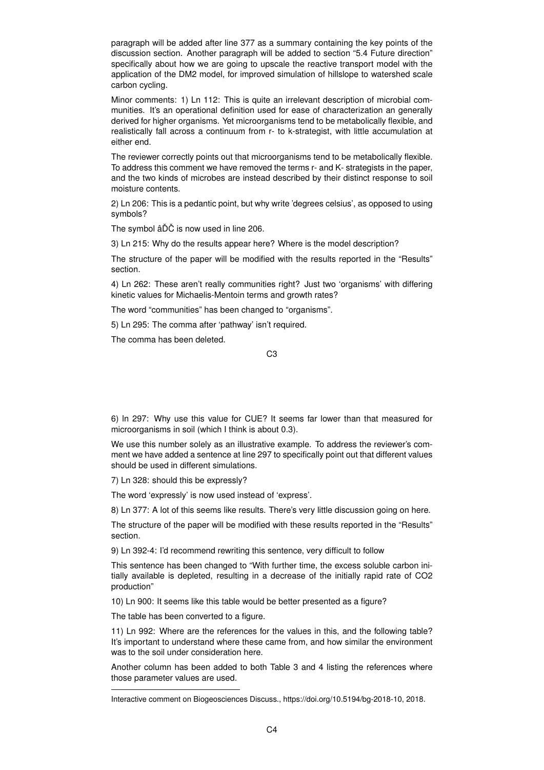paragraph will be added after line 377 as a summary containing the key points of the discussion section. Another paragraph will be added to section "5.4 Future direction" specifically about how we are going to upscale the reactive transport model with the application of the DM2 model, for improved simulation of hillslope to watershed scale carbon cycling.

Minor comments: 1) Ln 112: This is quite an irrelevant description of microbial communities. It's an operational definition used for ease of characterization an generally derived for higher organisms. Yet microorganisms tend to be metabolically flexible, and realistically fall across a continuum from r- to k-strategist, with little accumulation at either end.

The reviewer correctly points out that microorganisms tend to be metabolically flexible. To address this comment we have removed the terms r- and K- strategists in the paper, and the two kinds of microbes are instead described by their distinct response to soil moisture contents.

2) Ln 206: This is a pedantic point, but why write 'degrees celsius', as opposed to using symbols?

The symbol âĎČ is now used in line 206.

3) Ln 215: Why do the results appear here? Where is the model description?

The structure of the paper will be modified with the results reported in the "Results" section.

4) Ln 262: These aren't really communities right? Just two 'organisms' with differing kinetic values for Michaelis-Mentoin terms and growth rates?

The word "communities" has been changed to "organisms".

5) Ln 295: The comma after 'pathway' isn't required.

The comma has been deleted.

6) ln 297: Why use this value for CUE? It seems far lower than that measured for microorganisms in soil (which I think is about 0.3).

We use this number solely as an illustrative example. To address the reviewer's comment we have added a sentence at line 297 to specifically point out that different values should be used in different simulations.

7) Ln 328: should this be expressly?

The word 'expressly' is now used instead of 'express'.

8) Ln 377: A lot of this seems like results. There's very little discussion going on here.

The structure of the paper will be modified with these results reported in the "Results" section.

9) Ln 392-4: I'd recommend rewriting this sentence, very difficult to follow

This sentence has been changed to "With further time, the excess soluble carbon initially available is depleted, resulting in a decrease of the initially rapid rate of $CO_2$ production"

10) Ln 900: It seems like this table would be better presented as a figure?

The table has been converted to a figure.

11) Ln 992: Where are the references for the values in this, and the following table? It's important to understand where these came from, and how similar the environment was to the soil under consideration here.

Another column has been added to both Table 3 and 4 listing the references where those parameter values are used.

---

Interactive comment on Biogeosciences Discuss., https://doi.org/10.5194/bg-2018-10, 2018.